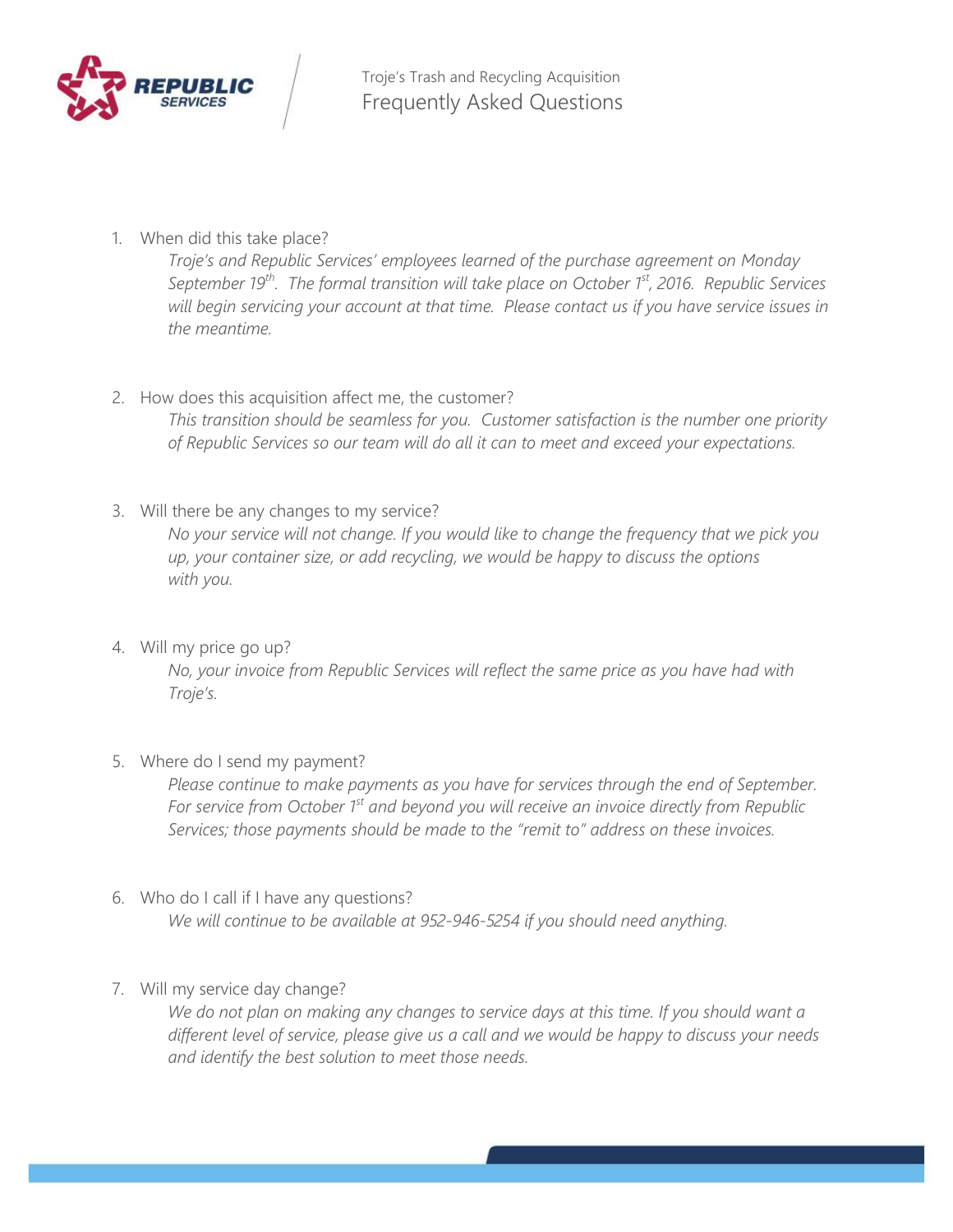REPUBLIC SERVICES

Troje's Trash and Recycling Acquisition

# Frequently Asked Questions

1. When did this take place?

   *Troje's and Republic Services' employees learned of the purchase agreement on Monday September 19th. The formal transition will take place on October 1st, 2016. Republic Services will begin servicing your account at that time. Please contact us if you have service issues in the meantime.*

2. How does this acquisition affect me, the customer?

   *This transition should be seamless for you. Customer satisfaction is the number one priority of Republic Services so our team will do all it can to meet and exceed your expectations.*

3. Will there be any changes to my service?

   *No your service will not change. If you would like to change the frequency that we pick you up, your container size, or add recycling, we would be happy to discuss the options with you.*

4. Will my price go up?

   *No, your invoice from Republic Services will reflect the same price as you have had with Troje's.*

5. Where do I send my payment?

   *Please continue to make payments as you have for services through the end of September. For service from October 1st and beyond you will receive an invoice directly from Republic Services; those payments should be made to the "remit to" address on these invoices.*

6. Who do I call if I have any questions?

   *We will continue to be available at 952-946-5254 if you should need anything.*

7. Will my service day change?

   *We do not plan on making any changes to service days at this time. If you should want a different level of service, please give us a call and we would be happy to discuss your needs and identify the best solution to meet those needs.*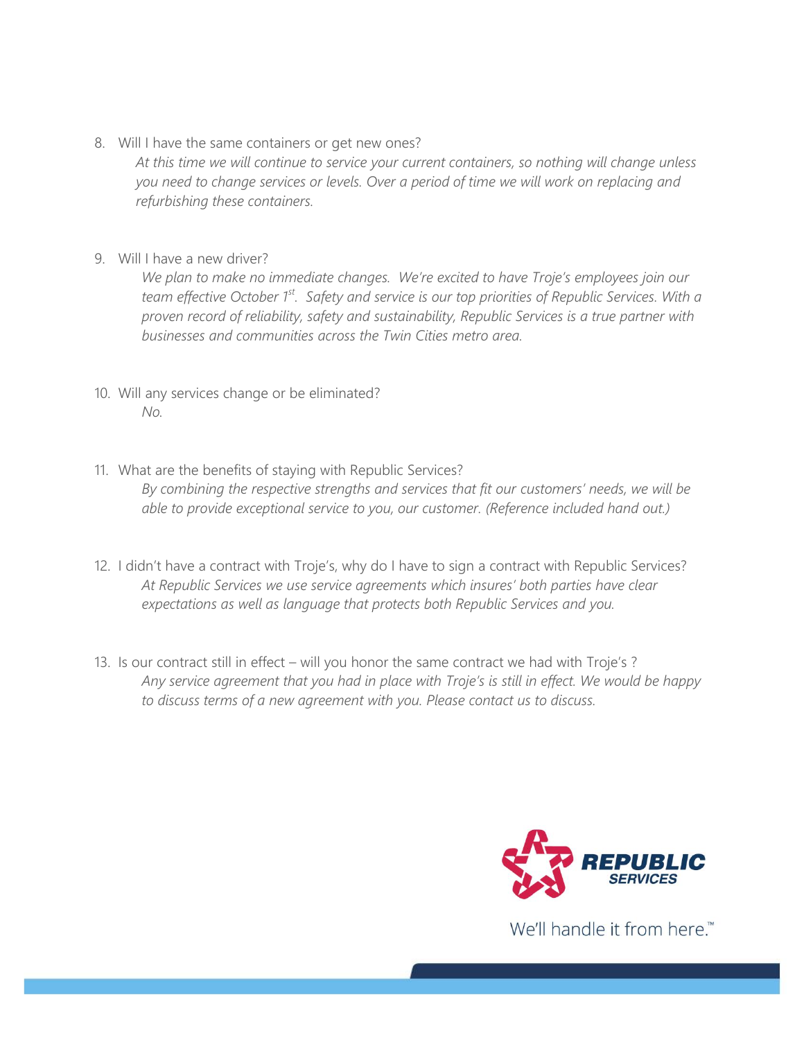8. Will I have the same containers or get new ones?

   *At this time we will continue to service your current containers, so nothing will change unless you need to change services or levels. Over a period of time we will work on replacing and refurbishing these containers.*

9. Will I have a new driver?

   *We plan to make no immediate changes. We're excited to have Troje's employees join our team effective October 1st. Safety and service is our top priorities of Republic Services. With a proven record of reliability, safety and sustainability, Republic Services is a true partner with businesses and communities across the Twin Cities metro area.*

10. Will any services change or be eliminated?

    *No.*

11. What are the benefits of staying with Republic Services?

    *By combining the respective strengths and services that fit our customers' needs, we will be able to provide exceptional service to you, our customer. (Reference included hand out.)*

12. I didn't have a contract with Troje's, why do I have to sign a contract with Republic Services?

    *At Republic Services we use service agreements which insures' both parties have clear expectations as well as language that protects both Republic Services and you.*

13. Is our contract still in effect – will you honor the same contract we had with Troje's ?

    *Any service agreement that you had in place with Troje's is still in effect. We would be happy to discuss terms of a new agreement with you. Please contact us to discuss.*

REPUBLIC SERVICES

We'll handle it from here.™